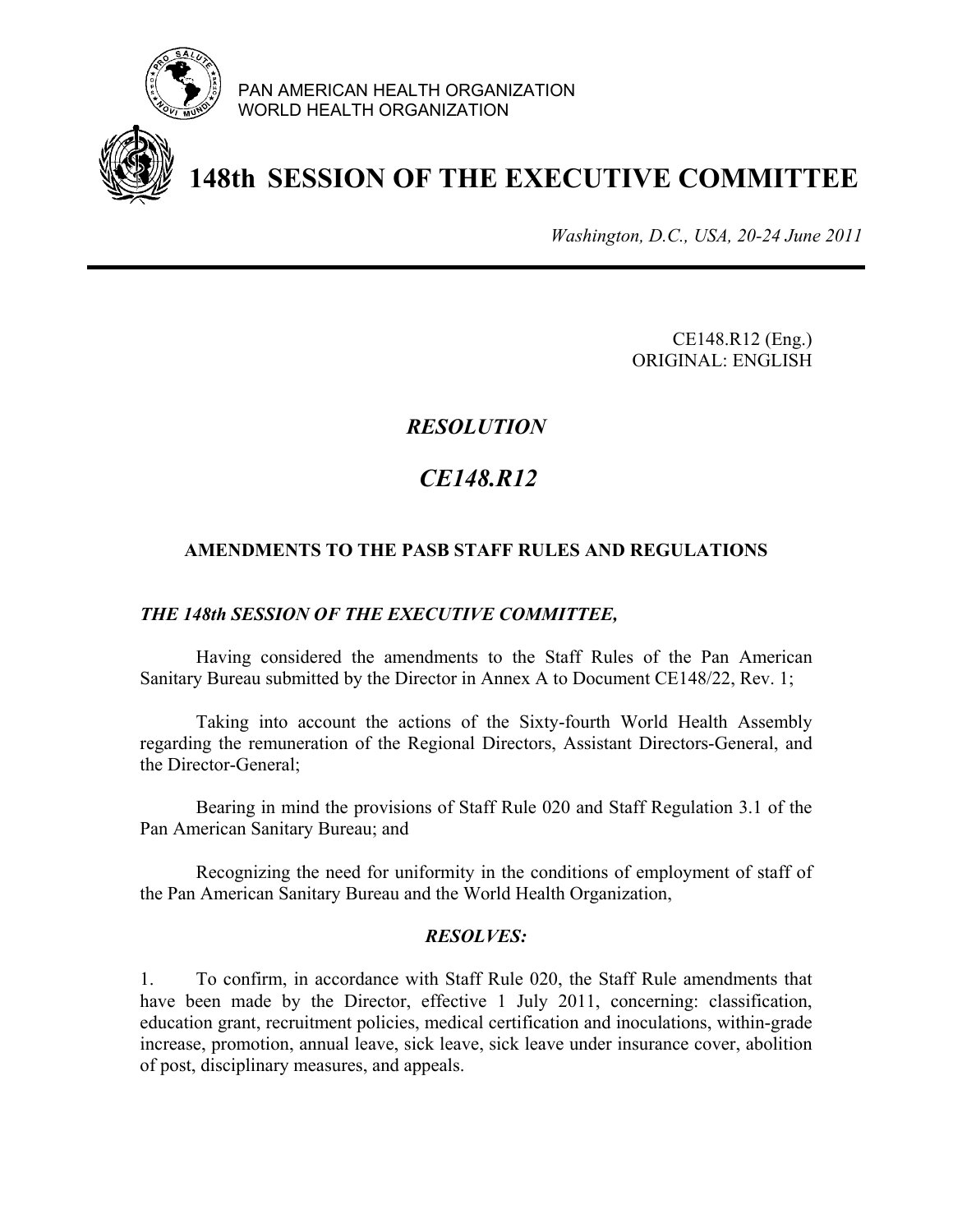PAN AMERICAN HEALTH ORGANIZATION
WORLD HEALTH ORGANIZATION

# 148th SESSION OF THE EXECUTIVE COMMITTEE

*Washington, D.C., USA, 20-24 June 2011*

CE148.R12 (Eng.)
ORIGINAL: ENGLISH

## *RESOLUTION*

## *CE148.R12*

### AMENDMENTS TO THE PASB STAFF RULES AND REGULATIONS

***THE 148th SESSION OF THE EXECUTIVE COMMITTEE,***

Having considered the amendments to the Staff Rules of the Pan American Sanitary Bureau submitted by the Director in Annex A to Document CE148/22, Rev. 1;

Taking into account the actions of the Sixty-fourth World Health Assembly regarding the remuneration of the Regional Directors, Assistant Directors-General, and the Director-General;

Bearing in mind the provisions of Staff Rule 020 and Staff Regulation 3.1 of the Pan American Sanitary Bureau; and

Recognizing the need for uniformity in the conditions of employment of staff of the Pan American Sanitary Bureau and the World Health Organization,

***RESOLVES:***

1. To confirm, in accordance with Staff Rule 020, the Staff Rule amendments that have been made by the Director, effective 1 July 2011, concerning: classification, education grant, recruitment policies, medical certification and inoculations, within-grade increase, promotion, annual leave, sick leave, sick leave under insurance cover, abolition of post, disciplinary measures, and appeals.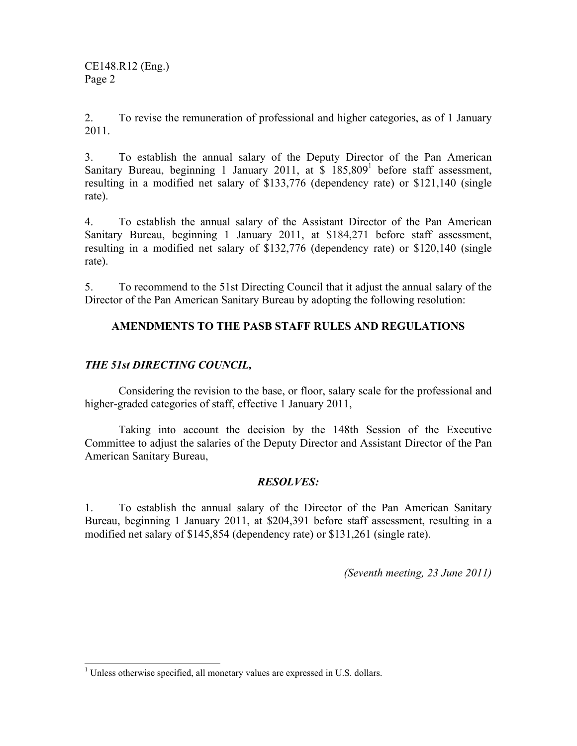2. To revise the remuneration of professional and higher categories, as of 1 January 2011.

3. To establish the annual salary of the Deputy Director of the Pan American Sanitary Bureau, beginning 1 January 2011, at \$ 185,809[1] before staff assessment, resulting in a modified net salary of \$133,776 (dependency rate) or \$121,140 (single rate).

4. To establish the annual salary of the Assistant Director of the Pan American Sanitary Bureau, beginning 1 January 2011, at \$184,271 before staff assessment, resulting in a modified net salary of \$132,776 (dependency rate) or \$120,140 (single rate).

5. To recommend to the 51st Directing Council that it adjust the annual salary of the Director of the Pan American Sanitary Bureau by adopting the following resolution:

**AMENDMENTS TO THE PASB STAFF RULES AND REGULATIONS**

***THE 51st DIRECTING COUNCIL,***

Considering the revision to the base, or floor, salary scale for the professional and higher-graded categories of staff, effective 1 January 2011,

Taking into account the decision by the 148th Session of the Executive Committee to adjust the salaries of the Deputy Director and Assistant Director of the Pan American Sanitary Bureau,

***RESOLVES:***

1. To establish the annual salary of the Director of the Pan American Sanitary Bureau, beginning 1 January 2011, at \$204,391 before staff assessment, resulting in a modified net salary of \$145,854 (dependency rate) or \$131,261 (single rate).

*(Seventh meeting, 23 June 2011)*

---

[1] Unless otherwise specified, all monetary values are expressed in U.S. dollars.